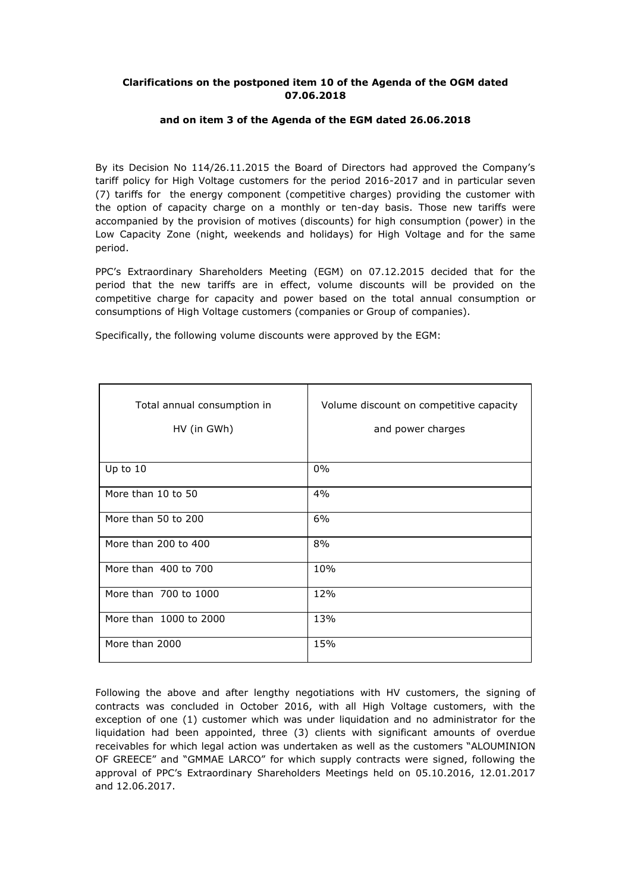**Clarifications on the postponed item 10 of the Agenda of the OGM dated 07.06.2018**

**and on item 3 of the Agenda of the EGM dated 26.06.2018**

By its Decision No 114/26.11.2015 the Board of Directors had approved the Company's tariff policy for High Voltage customers for the period 2016-2017 and in particular seven (7) tariffs for the energy component (competitive charges) providing the customer with the option of capacity charge on a monthly or ten-day basis. Those new tariffs were accompanied by the provision of motives (discounts) for high consumption (power) in the Low Capacity Zone (night, weekends and holidays) for High Voltage and for the same period.

PPC's Extraordinary Shareholders Meeting (EGM) on 07.12.2015 decided that for the period that the new tariffs are in effect, volume discounts will be provided on the competitive charge for capacity and power based on the total annual consumption or consumptions of High Voltage customers (companies or Group of companies).

Specifically, the following volume discounts were approved by the EGM:

| Total annual consumption in HV (in GWh) | Volume discount on competitive capacity and power charges |
|---|---|
| Up to 10 | 0% |
| More than 10 to 50 | 4% |
| More than 50 to 200 | 6% |
| More than 200 to 400 | 8% |
| More than 400 to 700 | 10% |
| More than 700 to 1000 | 12% |
| More than 1000 to 2000 | 13% |
| More than 2000 | 15% |

Following the above and after lengthy negotiations with HV customers, the signing of contracts was concluded in October 2016, with all High Voltage customers, with the exception of one (1) customer which was under liquidation and no administrator for the liquidation had been appointed, three (3) clients with significant amounts of overdue receivables for which legal action was undertaken as well as the customers "ALOUMINION OF GREECE" and "GMMAE LARCO" for which supply contracts were signed, following the approval of PPC's Extraordinary Shareholders Meetings held on 05.10.2016, 12.01.2017 and 12.06.2017.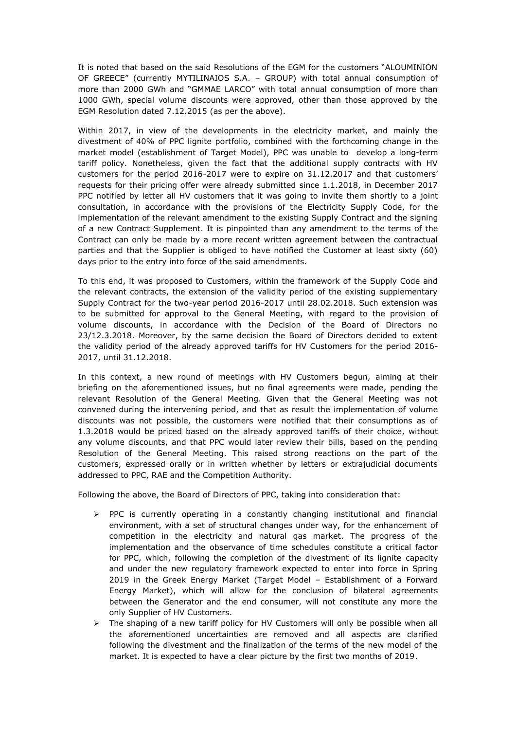It is noted that based on the said Resolutions of the EGM for the customers "ALOUMINION OF GREECE" (currently MYTILINAIOS S.A. – GROUP) with total annual consumption of more than 2000 GWh and "GMMAE LARCO" with total annual consumption of more than 1000 GWh, special volume discounts were approved, other than those approved by the EGM Resolution dated 7.12.2015 (as per the above).

Within 2017, in view of the developments in the electricity market, and mainly the divestment of 40% of PPC lignite portfolio, combined with the forthcoming change in the market model (establishment of Target Model), PPC was unable to develop a long-term tariff policy. Nonetheless, given the fact that the additional supply contracts with HV customers for the period 2016-2017 were to expire on 31.12.2017 and that customers' requests for their pricing offer were already submitted since 1.1.2018, in December 2017 PPC notified by letter all HV customers that it was going to invite them shortly to a joint consultation, in accordance with the provisions of the Electricity Supply Code, for the implementation of the relevant amendment to the existing Supply Contract and the signing of a new Contract Supplement. It is pinpointed than any amendment to the terms of the Contract can only be made by a more recent written agreement between the contractual parties and that the Supplier is obliged to have notified the Customer at least sixty (60) days prior to the entry into force of the said amendments.

To this end, it was proposed to Customers, within the framework of the Supply Code and the relevant contracts, the extension of the validity period of the existing supplementary Supply Contract for the two-year period 2016-2017 until 28.02.2018. Such extension was to be submitted for approval to the General Meeting, with regard to the provision of volume discounts, in accordance with the Decision of the Board of Directors no 23/12.3.2018. Moreover, by the same decision the Board of Directors decided to extent the validity period of the already approved tariffs for HV Customers for the period 2016-2017, until 31.12.2018.

In this context, a new round of meetings with HV Customers begun, aiming at their briefing on the aforementioned issues, but no final agreements were made, pending the relevant Resolution of the General Meeting. Given that the General Meeting was not convened during the intervening period, and that as result the implementation of volume discounts was not possible, the customers were notified that their consumptions as of 1.3.2018 would be priced based on the already approved tariffs of their choice, without any volume discounts, and that PPC would later review their bills, based on the pending Resolution of the General Meeting. This raised strong reactions on the part of the customers, expressed orally or in written whether by letters or extrajudicial documents addressed to PPC, RAE and the Competition Authority.

Following the above, the Board of Directors of PPC, taking into consideration that:

- PPC is currently operating in a constantly changing institutional and financial environment, with a set of structural changes under way, for the enhancement of competition in the electricity and natural gas market. The progress of the implementation and the observance of time schedules constitute a critical factor for PPC, which, following the completion of the divestment of its lignite capacity and under the new regulatory framework expected to enter into force in Spring 2019 in the Greek Energy Market (Target Model – Establishment of a Forward Energy Market), which will allow for the conclusion of bilateral agreements between the Generator and the end consumer, will not constitute any more the only Supplier of HV Customers.
- The shaping of a new tariff policy for HV Customers will only be possible when all the aforementioned uncertainties are removed and all aspects are clarified following the divestment and the finalization of the terms of the new model of the market. It is expected to have a clear picture by the first two months of 2019.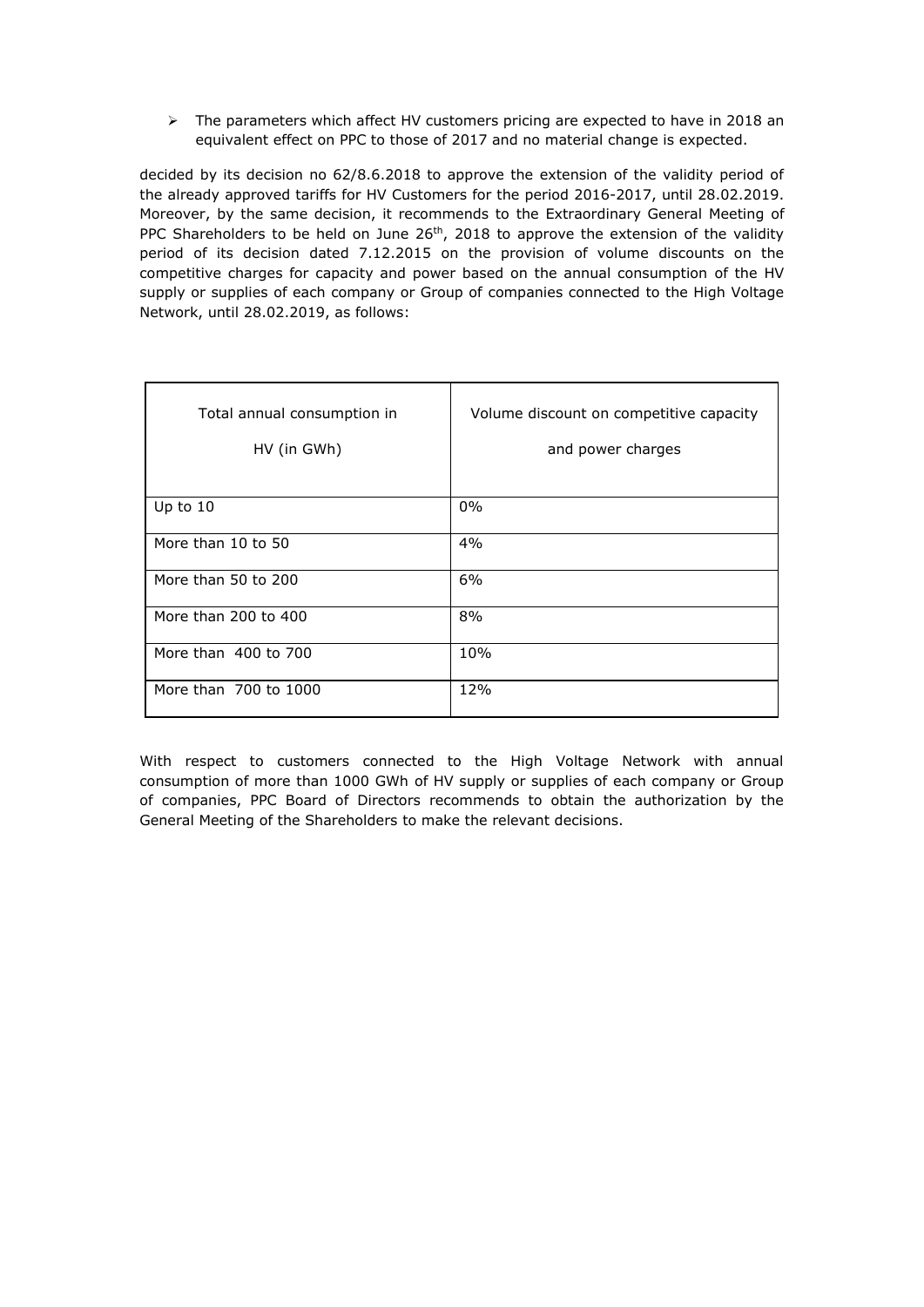- The parameters which affect HV customers pricing are expected to have in 2018 an equivalent effect on PPC to those of 2017 and no material change is expected.

decided by its decision no 62/8.6.2018 to approve the extension of the validity period of the already approved tariffs for HV Customers for the period 2016-2017, until 28.02.2019. Moreover, by the same decision, it recommends to the Extraordinary General Meeting of PPC Shareholders to be held on June 26th, 2018 to approve the extension of the validity period of its decision dated 7.12.2015 on the provision of volume discounts on the competitive charges for capacity and power based on the annual consumption of the HV supply or supplies of each company or Group of companies connected to the High Voltage Network, until 28.02.2019, as follows:

| Total annual consumption in HV (in GWh) | Volume discount on competitive capacity and power charges |
|---|---|
| Up to 10 | 0% |
| More than 10 to 50 | 4% |
| More than 50 to 200 | 6% |
| More than 200 to 400 | 8% |
| More than 400 to 700 | 10% |
| More than 700 to 1000 | 12% |

With respect to customers connected to the High Voltage Network with annual consumption of more than 1000 GWh of HV supply or supplies of each company or Group of companies, PPC Board of Directors recommends to obtain the authorization by the General Meeting of the Shareholders to make the relevant decisions.